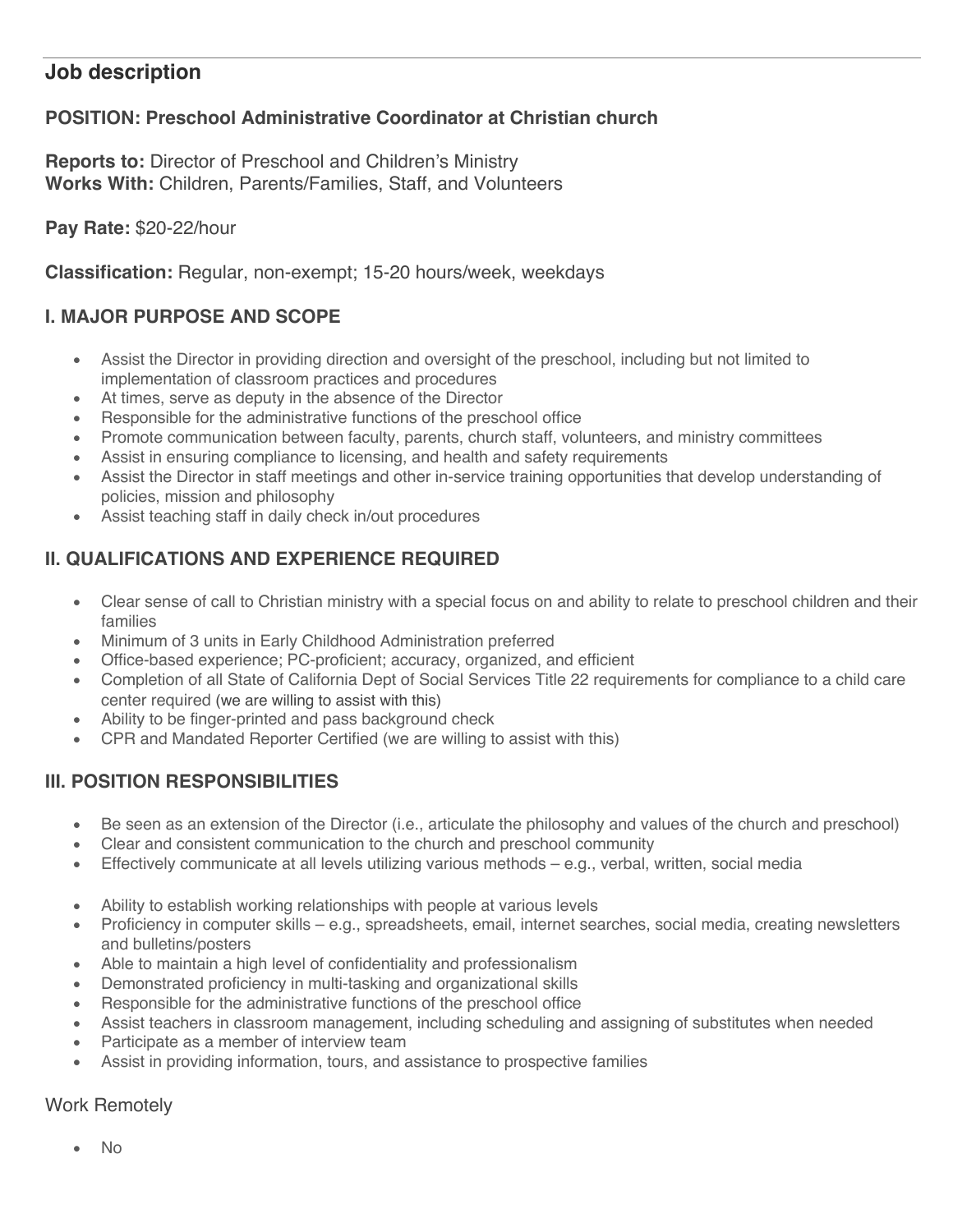## Job description

### POSITION: Preschool Administrative Coordinator at Christian church

**Reports to:** Director of Preschool and Children's Ministry
**Works With:** Children, Parents/Families, Staff, and Volunteers

**Pay Rate:** $20-22/hour

**Classification:** Regular, non-exempt; 15-20 hours/week, weekdays

### I. MAJOR PURPOSE AND SCOPE

- Assist the Director in providing direction and oversight of the preschool, including but not limited to implementation of classroom practices and procedures
- At times, serve as deputy in the absence of the Director
- Responsible for the administrative functions of the preschool office
- Promote communication between faculty, parents, church staff, volunteers, and ministry committees
- Assist in ensuring compliance to licensing, and health and safety requirements
- Assist the Director in staff meetings and other in-service training opportunities that develop understanding of policies, mission and philosophy
- Assist teaching staff in daily check in/out procedures

### II. QUALIFICATIONS AND EXPERIENCE REQUIRED

- Clear sense of call to Christian ministry with a special focus on and ability to relate to preschool children and their families
- Minimum of 3 units in Early Childhood Administration preferred
- Office-based experience; PC-proficient; accuracy, organized, and efficient
- Completion of all State of California Dept of Social Services Title 22 requirements for compliance to a child care center required (we are willing to assist with this)
- Ability to be finger-printed and pass background check
- CPR and Mandated Reporter Certified (we are willing to assist with this)

### III. POSITION RESPONSIBILITIES

- Be seen as an extension of the Director (i.e., articulate the philosophy and values of the church and preschool)
- Clear and consistent communication to the church and preschool community
- Effectively communicate at all levels utilizing various methods – e.g., verbal, written, social media

- Ability to establish working relationships with people at various levels
- Proficiency in computer skills – e.g., spreadsheets, email, internet searches, social media, creating newsletters and bulletins/posters
- Able to maintain a high level of confidentiality and professionalism
- Demonstrated proficiency in multi-tasking and organizational skills
- Responsible for the administrative functions of the preschool office
- Assist teachers in classroom management, including scheduling and assigning of substitutes when needed
- Participate as a member of interview team
- Assist in providing information, tours, and assistance to prospective families

Work Remotely

- No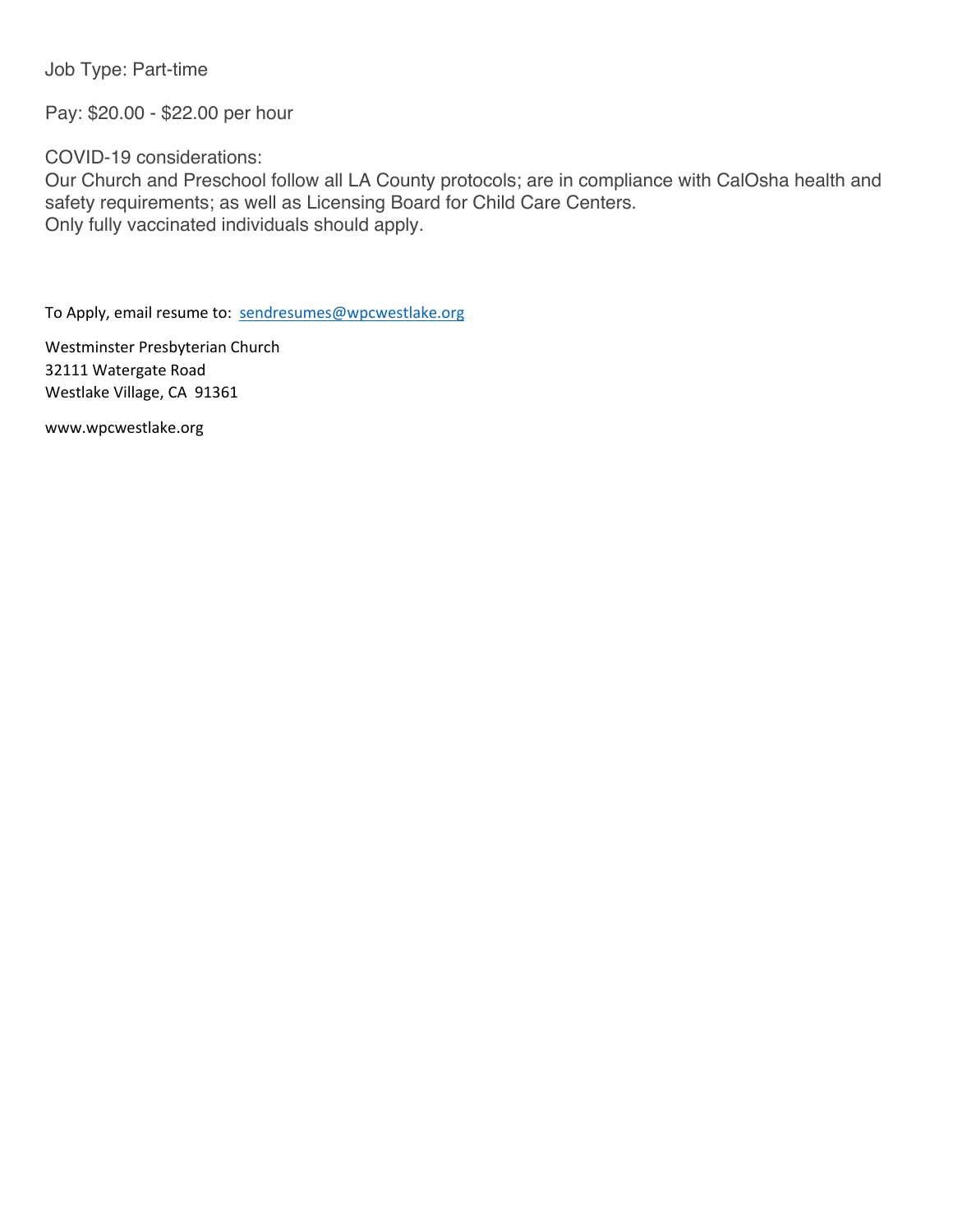Job Type: Part-time

Pay: $20.00 - $22.00 per hour

COVID-19 considerations:
Our Church and Preschool follow all LA County protocols; are in compliance with CalOsha health and safety requirements; as well as Licensing Board for Child Care Centers.
Only fully vaccinated individuals should apply.

To Apply, email resume to: sendresumes@wpcwestlake.org

Westminster Presbyterian Church
32111 Watergate Road
Westlake Village, CA 91361

www.wpcwestlake.org